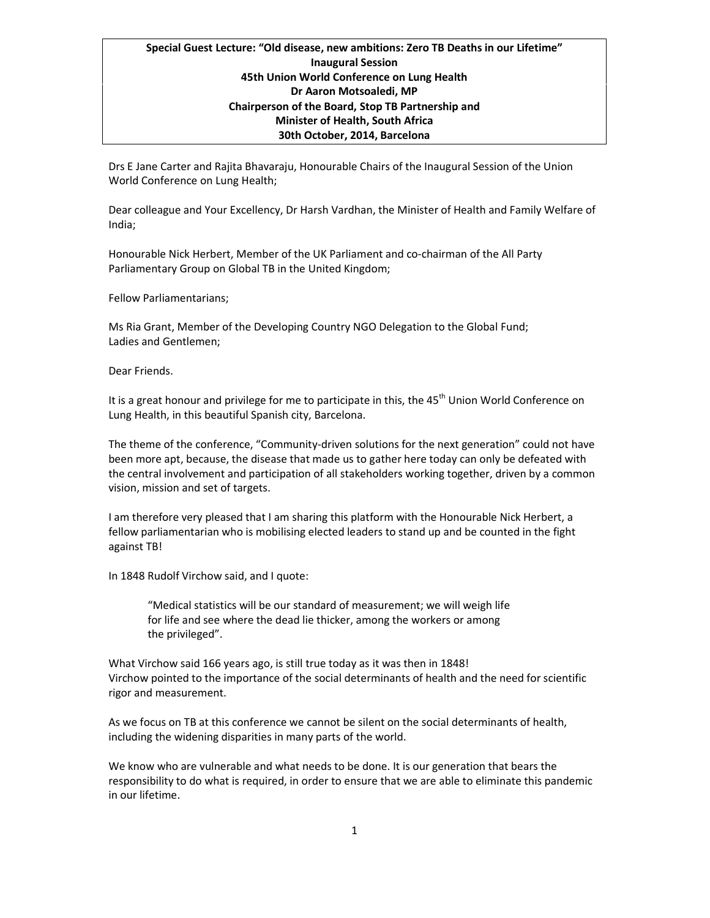**Special Guest Lecture: "Old disease, new ambitions: Zero TB Deaths in our Lifetime"**
**Inaugural Session**
**45th Union World Conference on Lung Health**
**Dr Aaron Motsoaledi, MP**
**Chairperson of the Board, Stop TB Partnership and**
**Minister of Health, South Africa**
**30th October, 2014, Barcelona**

Drs E Jane Carter and Rajita Bhavaraju, Honourable Chairs of the Inaugural Session of the Union World Conference on Lung Health;

Dear colleague and Your Excellency, Dr Harsh Vardhan, the Minister of Health and Family Welfare of India;

Honourable Nick Herbert, Member of the UK Parliament and co-chairman of the All Party Parliamentary Group on Global TB in the United Kingdom;

Fellow Parliamentarians;

Ms Ria Grant, Member of the Developing Country NGO Delegation to the Global Fund;
Ladies and Gentlemen;

Dear Friends.

It is a great honour and privilege for me to participate in this, the 45th Union World Conference on Lung Health, in this beautiful Spanish city, Barcelona.

The theme of the conference, "Community-driven solutions for the next generation" could not have been more apt, because, the disease that made us to gather here today can only be defeated with the central involvement and participation of all stakeholders working together, driven by a common vision, mission and set of targets.

I am therefore very pleased that I am sharing this platform with the Honourable Nick Herbert, a fellow parliamentarian who is mobilising elected leaders to stand up and be counted in the fight against TB!

In 1848 Rudolf Virchow said, and I quote:

> "Medical statistics will be our standard of measurement; we will weigh life for life and see where the dead lie thicker, among the workers or among the privileged".

What Virchow said 166 years ago, is still true today as it was then in 1848!
Virchow pointed to the importance of the social determinants of health and the need for scientific rigor and measurement.

As we focus on TB at this conference we cannot be silent on the social determinants of health, including the widening disparities in many parts of the world.

We know who are vulnerable and what needs to be done. It is our generation that bears the responsibility to do what is required, in order to ensure that we are able to eliminate this pandemic in our lifetime.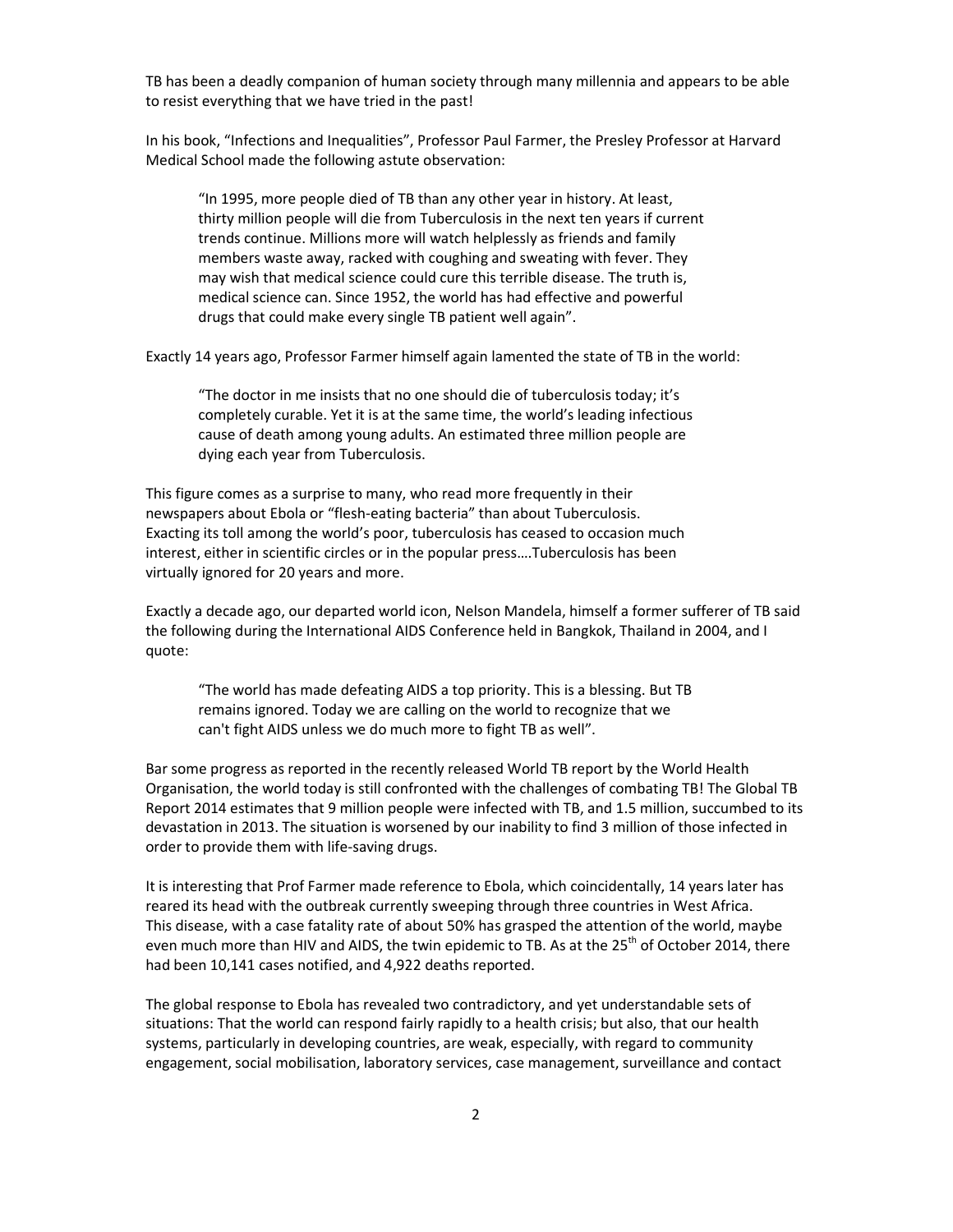TB has been a deadly companion of human society through many millennia and appears to be able to resist everything that we have tried in the past!

In his book, "Infections and Inequalities", Professor Paul Farmer, the Presley Professor at Harvard Medical School made the following astute observation:

> "In 1995, more people died of TB than any other year in history. At least, thirty million people will die from Tuberculosis in the next ten years if current trends continue. Millions more will watch helplessly as friends and family members waste away, racked with coughing and sweating with fever. They may wish that medical science could cure this terrible disease. The truth is, medical science can. Since 1952, the world has had effective and powerful drugs that could make every single TB patient well again".

Exactly 14 years ago, Professor Farmer himself again lamented the state of TB in the world:

> "The doctor in me insists that no one should die of tuberculosis today; it's completely curable. Yet it is at the same time, the world's leading infectious cause of death among young adults. An estimated three million people are dying each year from Tuberculosis.

This figure comes as a surprise to many, who read more frequently in their newspapers about Ebola or "flesh-eating bacteria" than about Tuberculosis. Exacting its toll among the world's poor, tuberculosis has ceased to occasion much interest, either in scientific circles or in the popular press….Tuberculosis has been virtually ignored for 20 years and more.

Exactly a decade ago, our departed world icon, Nelson Mandela, himself a former sufferer of TB said the following during the International AIDS Conference held in Bangkok, Thailand in 2004, and I quote:

> "The world has made defeating AIDS a top priority. This is a blessing. But TB remains ignored. Today we are calling on the world to recognize that we can't fight AIDS unless we do much more to fight TB as well".

Bar some progress as reported in the recently released World TB report by the World Health Organisation, the world today is still confronted with the challenges of combating TB! The Global TB Report 2014 estimates that 9 million people were infected with TB, and 1.5 million, succumbed to its devastation in 2013. The situation is worsened by our inability to find 3 million of those infected in order to provide them with life-saving drugs.

It is interesting that Prof Farmer made reference to Ebola, which coincidentally, 14 years later has reared its head with the outbreak currently sweeping through three countries in West Africa. This disease, with a case fatality rate of about 50% has grasped the attention of the world, maybe even much more than HIV and AIDS, the twin epidemic to TB. As at the 25th of October 2014, there had been 10,141 cases notified, and 4,922 deaths reported.

The global response to Ebola has revealed two contradictory, and yet understandable sets of situations: That the world can respond fairly rapidly to a health crisis; but also, that our health systems, particularly in developing countries, are weak, especially, with regard to community engagement, social mobilisation, laboratory services, case management, surveillance and contact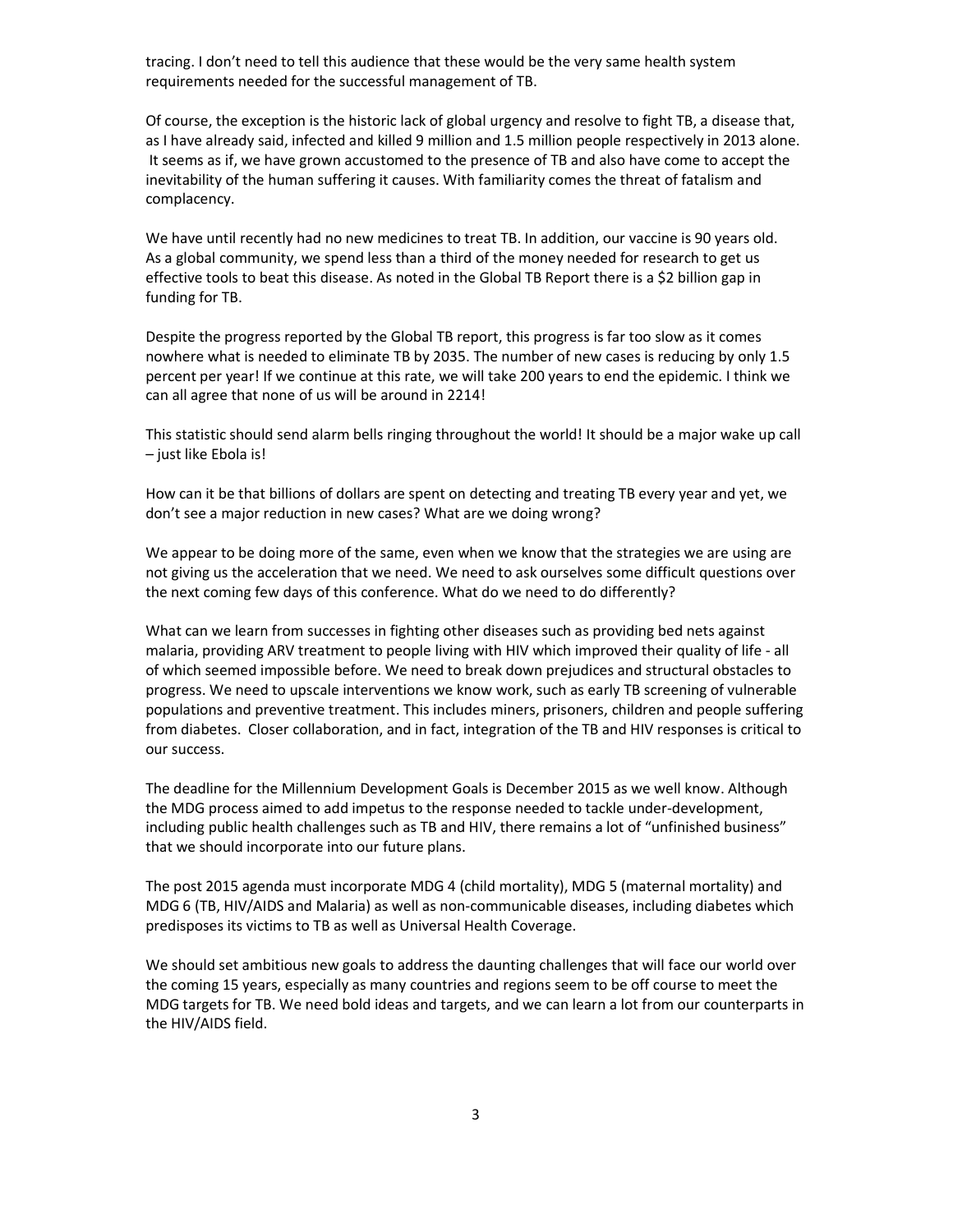tracing. I don't need to tell this audience that these would be the very same health system requirements needed for the successful management of TB.

Of course, the exception is the historic lack of global urgency and resolve to fight TB, a disease that, as I have already said, infected and killed 9 million and 1.5 million people respectively in 2013 alone. It seems as if, we have grown accustomed to the presence of TB and also have come to accept the inevitability of the human suffering it causes. With familiarity comes the threat of fatalism and complacency.

We have until recently had no new medicines to treat TB. In addition, our vaccine is 90 years old. As a global community, we spend less than a third of the money needed for research to get us effective tools to beat this disease. As noted in the Global TB Report there is a $2 billion gap in funding for TB.

Despite the progress reported by the Global TB report, this progress is far too slow as it comes nowhere what is needed to eliminate TB by 2035. The number of new cases is reducing by only 1.5 percent per year! If we continue at this rate, we will take 200 years to end the epidemic. I think we can all agree that none of us will be around in 2214!

This statistic should send alarm bells ringing throughout the world! It should be a major wake up call – just like Ebola is!

How can it be that billions of dollars are spent on detecting and treating TB every year and yet, we don't see a major reduction in new cases? What are we doing wrong?

We appear to be doing more of the same, even when we know that the strategies we are using are not giving us the acceleration that we need. We need to ask ourselves some difficult questions over the next coming few days of this conference. What do we need to do differently?

What can we learn from successes in fighting other diseases such as providing bed nets against malaria, providing ARV treatment to people living with HIV which improved their quality of life - all of which seemed impossible before. We need to break down prejudices and structural obstacles to progress. We need to upscale interventions we know work, such as early TB screening of vulnerable populations and preventive treatment. This includes miners, prisoners, children and people suffering from diabetes. Closer collaboration, and in fact, integration of the TB and HIV responses is critical to our success.

The deadline for the Millennium Development Goals is December 2015 as we well know. Although the MDG process aimed to add impetus to the response needed to tackle under-development, including public health challenges such as TB and HIV, there remains a lot of "unfinished business" that we should incorporate into our future plans.

The post 2015 agenda must incorporate MDG 4 (child mortality), MDG 5 (maternal mortality) and MDG 6 (TB, HIV/AIDS and Malaria) as well as non-communicable diseases, including diabetes which predisposes its victims to TB as well as Universal Health Coverage.

We should set ambitious new goals to address the daunting challenges that will face our world over the coming 15 years, especially as many countries and regions seem to be off course to meet the MDG targets for TB. We need bold ideas and targets, and we can learn a lot from our counterparts in the HIV/AIDS field.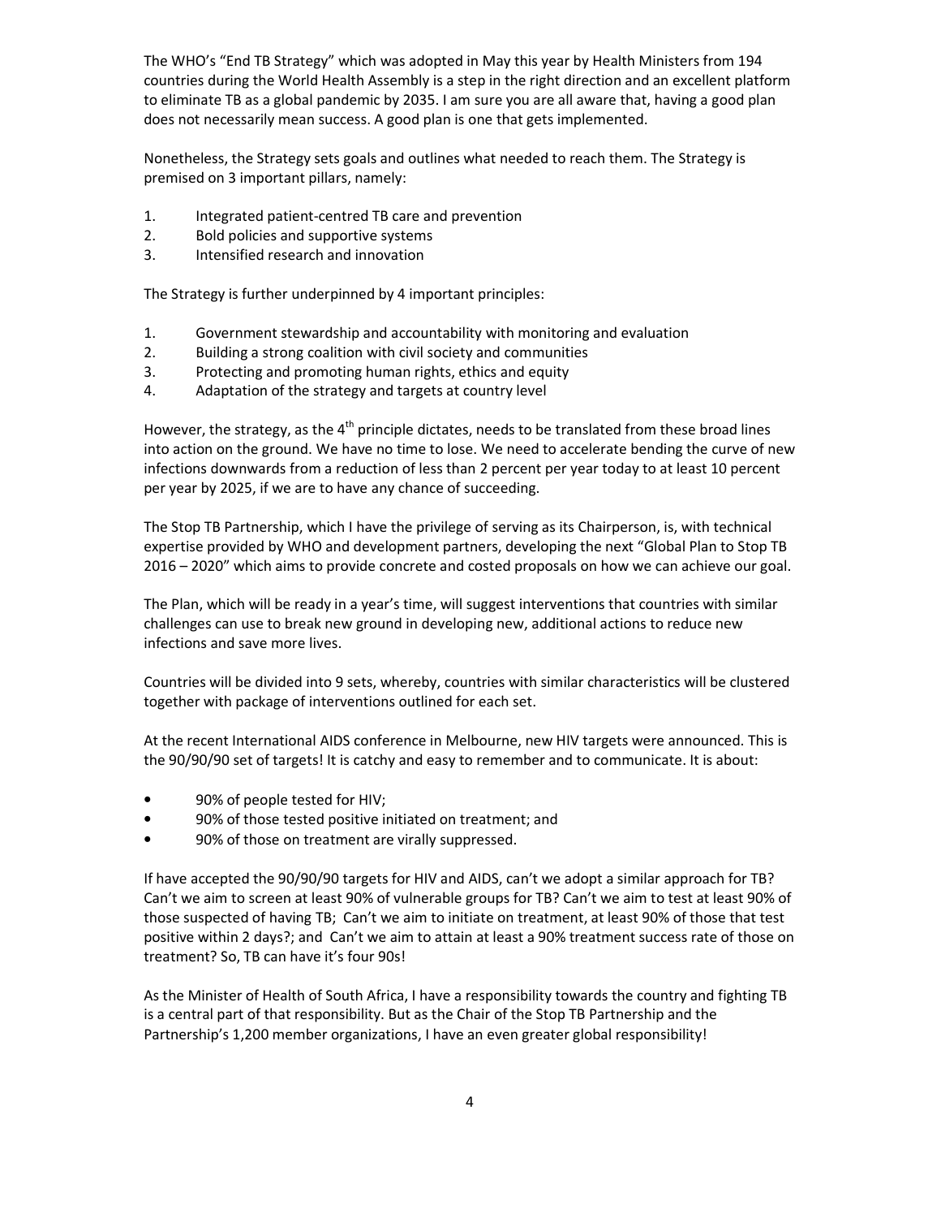The WHO's "End TB Strategy" which was adopted in May this year by Health Ministers from 194 countries during the World Health Assembly is a step in the right direction and an excellent platform to eliminate TB as a global pandemic by 2035. I am sure you are all aware that, having a good plan does not necessarily mean success. A good plan is one that gets implemented.

Nonetheless, the Strategy sets goals and outlines what needed to reach them. The Strategy is premised on 3 important pillars, namely:

1. Integrated patient-centred TB care and prevention
2. Bold policies and supportive systems
3. Intensified research and innovation

The Strategy is further underpinned by 4 important principles:

1. Government stewardship and accountability with monitoring and evaluation
2. Building a strong coalition with civil society and communities
3. Protecting and promoting human rights, ethics and equity
4. Adaptation of the strategy and targets at country level

However, the strategy, as the 4th principle dictates, needs to be translated from these broad lines into action on the ground. We have no time to lose. We need to accelerate bending the curve of new infections downwards from a reduction of less than 2 percent per year today to at least 10 percent per year by 2025, if we are to have any chance of succeeding.

The Stop TB Partnership, which I have the privilege of serving as its Chairperson, is, with technical expertise provided by WHO and development partners, developing the next "Global Plan to Stop TB 2016 – 2020" which aims to provide concrete and costed proposals on how we can achieve our goal.

The Plan, which will be ready in a year's time, will suggest interventions that countries with similar challenges can use to break new ground in developing new, additional actions to reduce new infections and save more lives.

Countries will be divided into 9 sets, whereby, countries with similar characteristics will be clustered together with package of interventions outlined for each set.

At the recent International AIDS conference in Melbourne, new HIV targets were announced. This is the 90/90/90 set of targets! It is catchy and easy to remember and to communicate. It is about:

- 90% of people tested for HIV;
- 90% of those tested positive initiated on treatment; and
- 90% of those on treatment are virally suppressed.

If have accepted the 90/90/90 targets for HIV and AIDS, can't we adopt a similar approach for TB? Can't we aim to screen at least 90% of vulnerable groups for TB? Can't we aim to test at least 90% of those suspected of having TB; Can't we aim to initiate on treatment, at least 90% of those that test positive within 2 days?; and Can't we aim to attain at least a 90% treatment success rate of those on treatment? So, TB can have it's four 90s!

As the Minister of Health of South Africa, I have a responsibility towards the country and fighting TB is a central part of that responsibility. But as the Chair of the Stop TB Partnership and the Partnership's 1,200 member organizations, I have an even greater global responsibility!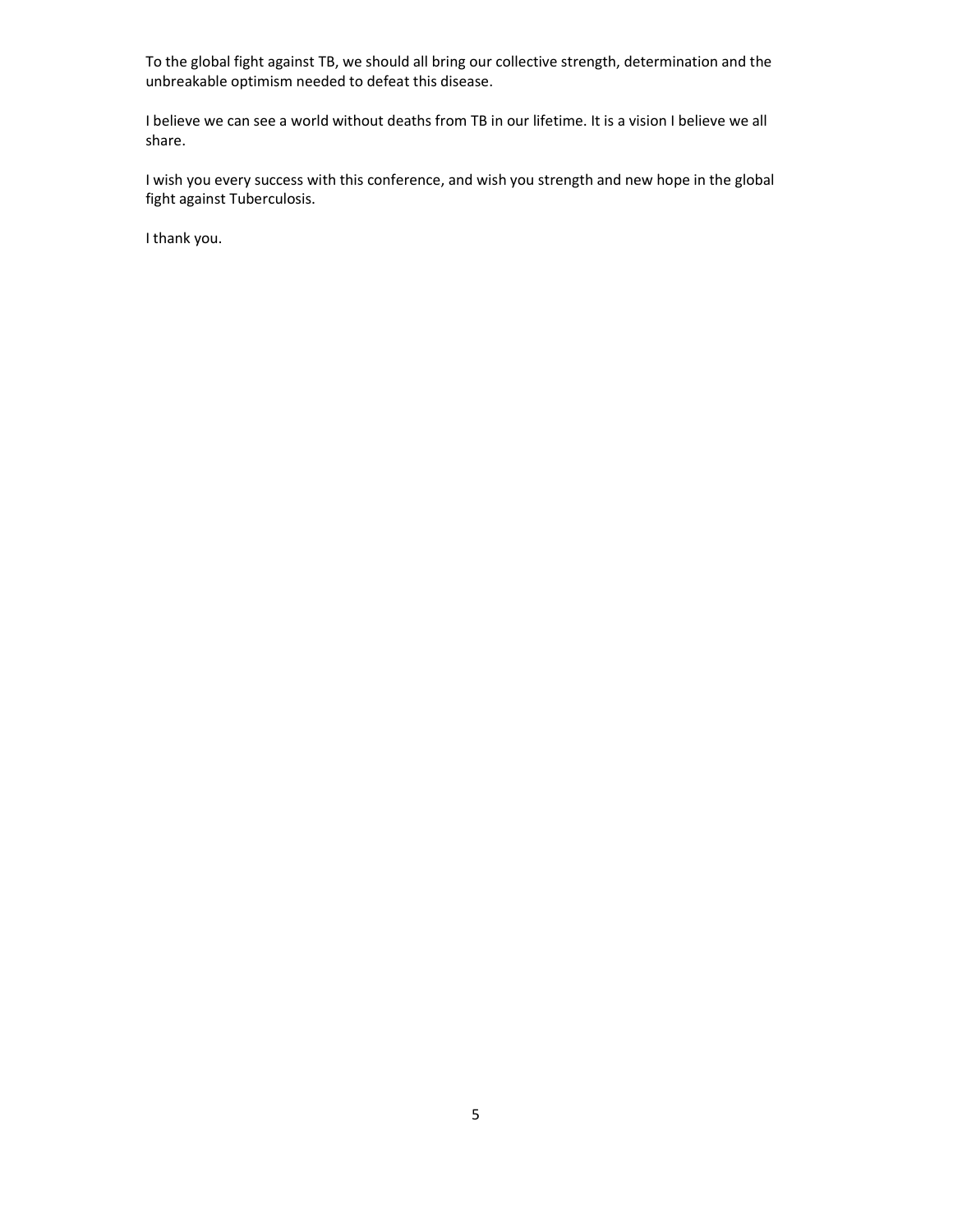To the global fight against TB, we should all bring our collective strength, determination and the unbreakable optimism needed to defeat this disease.

I believe we can see a world without deaths from TB in our lifetime. It is a vision I believe we all share.

I wish you every success with this conference, and wish you strength and new hope in the global fight against Tuberculosis.

I thank you.